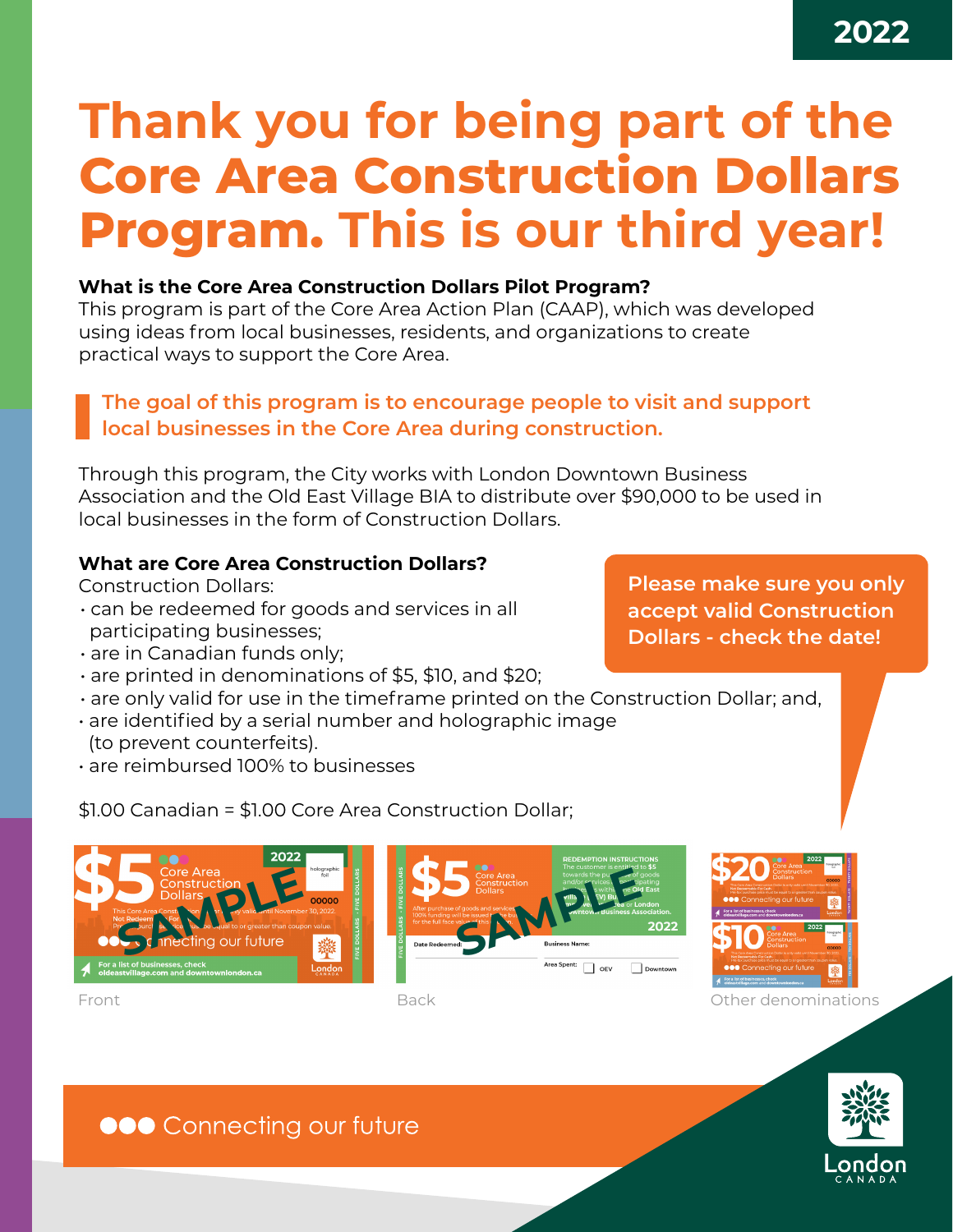2022

# Thank you for being part of the Core Area Construction Dollars Program. This is our third year!

**What is the Core Area Construction Dollars Pilot Program?**
This program is part of the Core Area Action Plan (CAAP), which was developed using ideas from local businesses, residents, and organizations to create practical ways to support the Core Area.

> **The goal of this program is to encourage people to visit and support local businesses in the Core Area during construction.**

Through this program, the City works with London Downtown Business Association and the Old East Village BIA to distribute over $90,000 to be used in local businesses in the form of Construction Dollars.

**What are Core Area Construction Dollars?**
Construction Dollars:

- can be redeemed for goods and services in all participating businesses;
- are in Canadian funds only;
- are printed in denominations of $5, $10, and $20;
- are only valid for use in the timeframe printed on the Construction Dollar; and,
- are identified by a serial number and holographic image (to prevent counterfeits).
- are reimbursed 100% to businesses

**Please make sure you only accept valid Construction Dollars - check the date!**

$1.00 Canadian = $1.00 Core Area Construction Dollar;

Front

Back

Other denominations

Connecting our future

London CANADA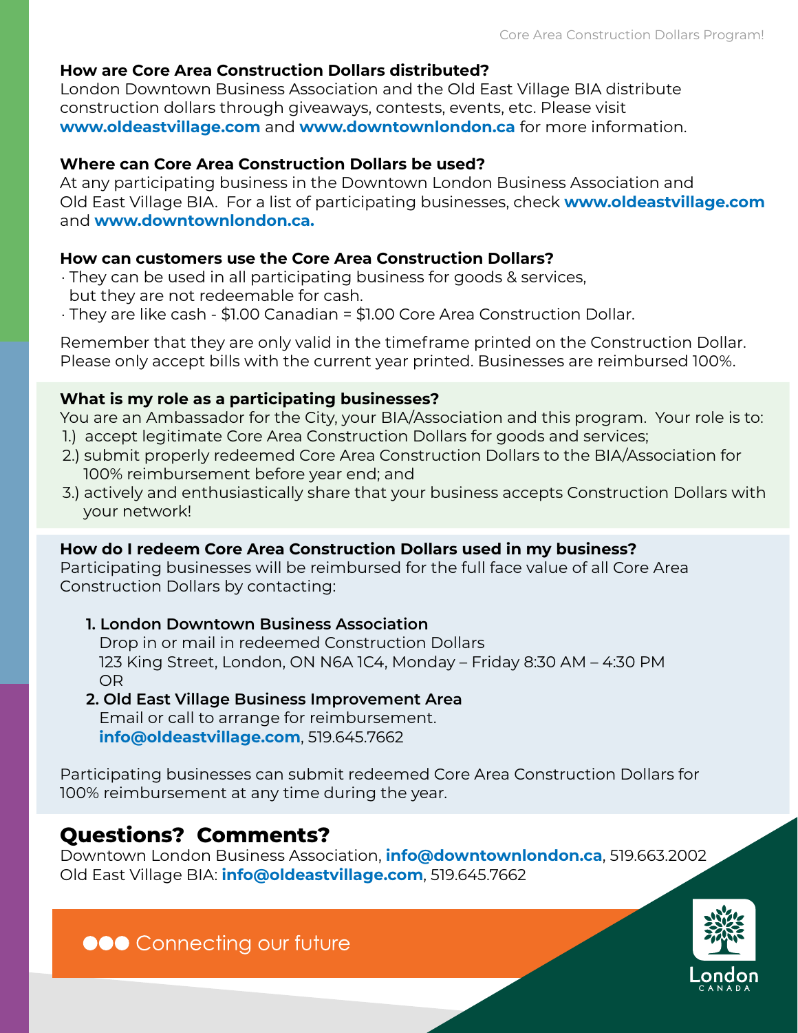**How are Core Area Construction Dollars distributed?**
London Downtown Business Association and the Old East Village BIA distribute construction dollars through giveaways, contests, events, etc. Please visit **www.oldeastvillage.com** and **www.downtownlondon.ca** for more information.

**Where can Core Area Construction Dollars be used?**
At any participating business in the Downtown London Business Association and Old East Village BIA. For a list of participating businesses, check **www.oldeastvillage.com** and **www.downtownlondon.ca.**

**How can customers use the Core Area Construction Dollars?**

- They can be used in all participating business for goods & services, but they are not redeemable for cash.
- They are like cash - $1.00 Canadian = $1.00 Core Area Construction Dollar.

Remember that they are only valid in the timeframe printed on the Construction Dollar. Please only accept bills with the current year printed. Businesses are reimbursed 100%.

**What is my role as a participating businesses?**
You are an Ambassador for the City, your BIA/Association and this program. Your role is to:

1.) accept legitimate Core Area Construction Dollars for goods and services;
2.) submit properly redeemed Core Area Construction Dollars to the BIA/Association for 100% reimbursement before year end; and
3.) actively and enthusiastically share that your business accepts Construction Dollars with your network!

**How do I redeem Core Area Construction Dollars used in my business?**
Participating businesses will be reimbursed for the full face value of all Core Area Construction Dollars by contacting:

1. **London Downtown Business Association**
   Drop in or mail in redeemed Construction Dollars
   123 King Street, London, ON N6A 1C4, Monday – Friday 8:30 AM – 4:30 PM
   OR
2. **Old East Village Business Improvement Area**
   Email or call to arrange for reimbursement.
   **info@oldeastvillage.com**, 519.645.7662

Participating businesses can submit redeemed Core Area Construction Dollars for 100% reimbursement at any time during the year.

## Questions? Comments?

Downtown London Business Association, **info@downtownlondon.ca**, 519.663.2002
Old East Village BIA: **info@oldeastvillage.com**, 519.645.7662

Connecting our future

London CANADA